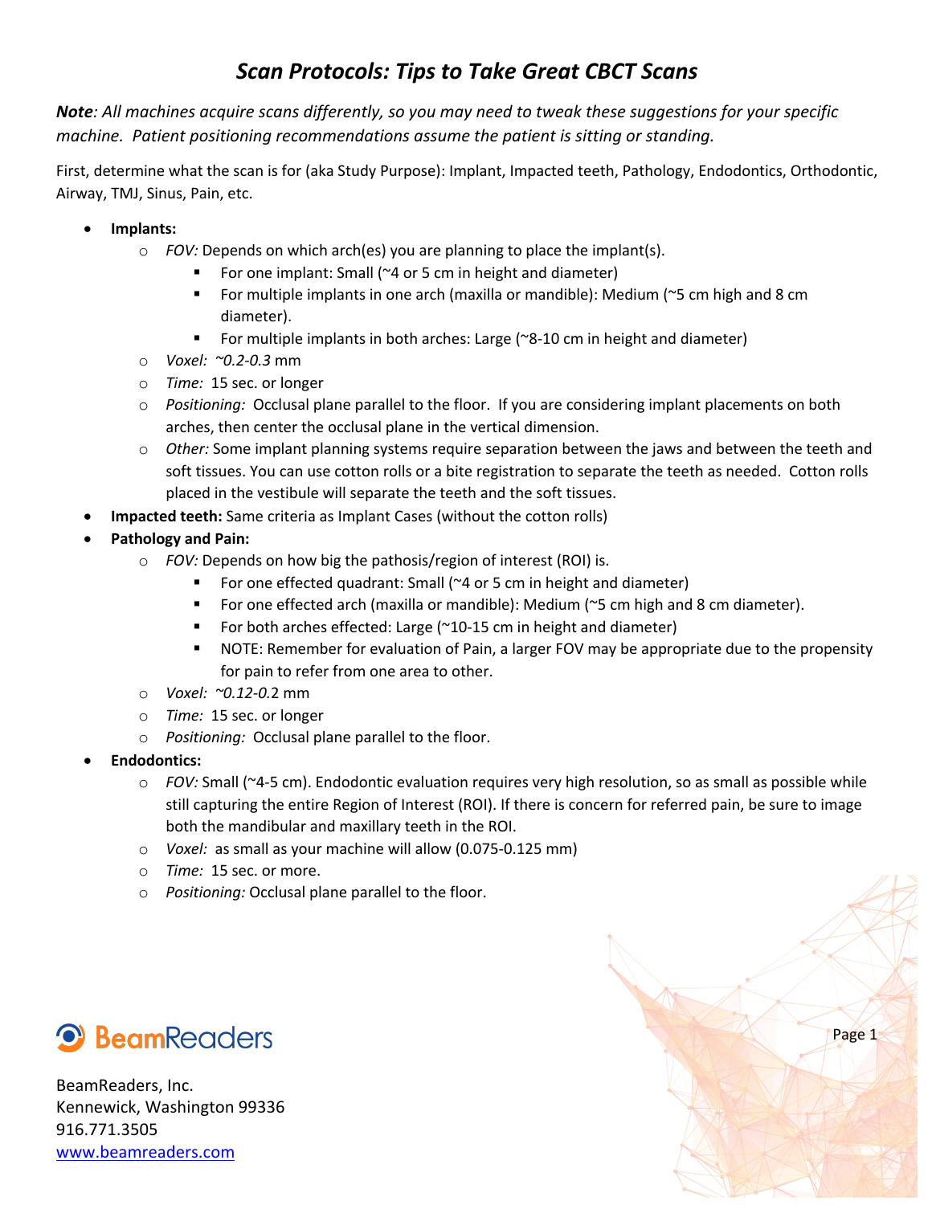// Scan Protocols: Tips to Take Great CBCT Scans

# *Scan Protocols: Tips to Take Great CBCT Scans*

***Note**: All machines acquire scans differently, so you may need to tweak these suggestions for your specific machine. Patient positioning recommendations assume the patient is sitting or standing.*

First, determine what the scan is for (aka Study Purpose): Implant, Impacted teeth, Pathology, Endodontics, Orthodontic, Airway, TMJ, Sinus, Pain, etc.

- **Implants:**
  - *FOV:* Depends on which arch(es) you are planning to place the implant(s).
    - For one implant: Small (~4 or 5 cm in height and diameter)
    - For multiple implants in one arch (maxilla or mandible): Medium (~5 cm high and 8 cm diameter).
    - For multiple implants in both arches: Large (~8-10 cm in height and diameter)
  - *Voxel: ~0.2-0.3* mm
  - *Time:* 15 sec. or longer
  - *Positioning:* Occlusal plane parallel to the floor. If you are considering implant placements on both arches, then center the occlusal plane in the vertical dimension.
  - *Other:* Some implant planning systems require separation between the jaws and between the teeth and soft tissues. You can use cotton rolls or a bite registration to separate the teeth as needed. Cotton rolls placed in the vestibule will separate the teeth and the soft tissues.
- **Impacted teeth:** Same criteria as Implant Cases (without the cotton rolls)
- **Pathology and Pain:**
  - *FOV:* Depends on how big the pathosis/region of interest (ROI) is.
    - For one effected quadrant: Small (~4 or 5 cm in height and diameter)
    - For one effected arch (maxilla or mandible): Medium (~5 cm high and 8 cm diameter).
    - For both arches effected: Large (~10-15 cm in height and diameter)
    - NOTE: Remember for evaluation of Pain, a larger FOV may be appropriate due to the propensity for pain to refer from one area to other.
  - *Voxel: ~0.12-0.*2 mm
  - *Time:* 15 sec. or longer
  - *Positioning:* Occlusal plane parallel to the floor.
- **Endodontics:**
  - *FOV:* Small (~4-5 cm). Endodontic evaluation requires very high resolution, so as small as possible while still capturing the entire Region of Interest (ROI). If there is concern for referred pain, be sure to image both the mandibular and maxillary teeth in the ROI.
  - *Voxel:* as small as your machine will allow (0.075-0.125 mm)
  - *Time:* 15 sec. or more.
  - *Positioning:* Occlusal plane parallel to the floor.

BeamReaders

BeamReaders, Inc.
Kennewick, Washington 99336
916.771.3505
[www.beamreaders.com](http://www.beamreaders.com)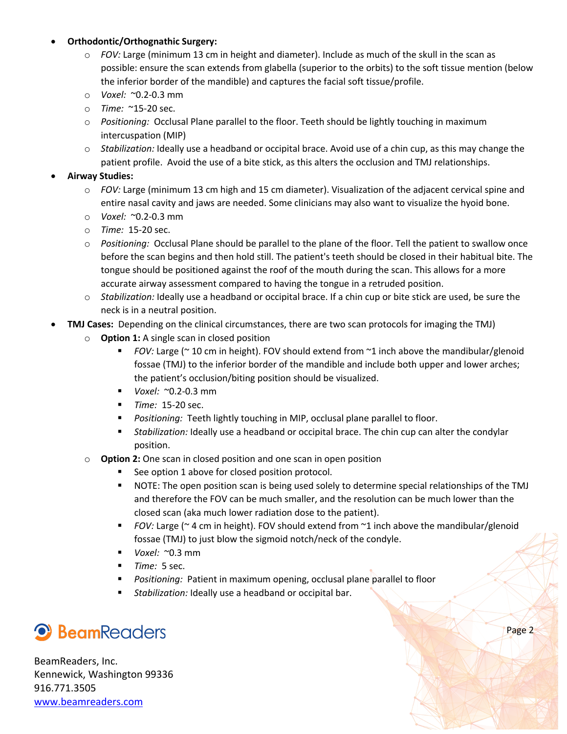- **Orthodontic/Orthognathic Surgery:**
  - *FOV:* Large (minimum 13 cm in height and diameter). Include as much of the skull in the scan as possible: ensure the scan extends from glabella (superior to the orbits) to the soft tissue mention (below the inferior border of the mandible) and captures the facial soft tissue/profile.
  - *Voxel:* ~0.2-0.3 mm
  - *Time:* ~15-20 sec.
  - *Positioning:* Occlusal Plane parallel to the floor. Teeth should be lightly touching in maximum intercuspation (MIP)
  - *Stabilization:* Ideally use a headband or occipital brace. Avoid use of a chin cup, as this may change the patient profile. Avoid the use of a bite stick, as this alters the occlusion and TMJ relationships.
- **Airway Studies:**
  - *FOV:* Large (minimum 13 cm high and 15 cm diameter). Visualization of the adjacent cervical spine and entire nasal cavity and jaws are needed. Some clinicians may also want to visualize the hyoid bone.
  - *Voxel:* ~0.2-0.3 mm
  - *Time:* 15-20 sec.
  - *Positioning:* Occlusal Plane should be parallel to the plane of the floor. Tell the patient to swallow once before the scan begins and then hold still. The patient's teeth should be closed in their habitual bite. The tongue should be positioned against the roof of the mouth during the scan. This allows for a more accurate airway assessment compared to having the tongue in a retruded position.
  - *Stabilization:* Ideally use a headband or occipital brace. If a chin cup or bite stick are used, be sure the neck is in a neutral position.
- **TMJ Cases:** Depending on the clinical circumstances, there are two scan protocols for imaging the TMJ)
  - **Option 1:** A single scan in closed position
    - *FOV:* Large (~ 10 cm in height). FOV should extend from ~1 inch above the mandibular/glenoid fossae (TMJ) to the inferior border of the mandible and include both upper and lower arches; the patient's occlusion/biting position should be visualized.
    - *Voxel:* ~0.2-0.3 mm
    - *Time:* 15-20 sec.
    - *Positioning:* Teeth lightly touching in MIP, occlusal plane parallel to floor.
    - *Stabilization:* Ideally use a headband or occipital brace. The chin cup can alter the condylar position.
  - **Option 2:** One scan in closed position and one scan in open position
    - See option 1 above for closed position protocol.
    - NOTE: The open position scan is being used solely to determine special relationships of the TMJ and therefore the FOV can be much smaller, and the resolution can be much lower than the closed scan (aka much lower radiation dose to the patient).
    - *FOV:* Large (~ 4 cm in height). FOV should extend from ~1 inch above the mandibular/glenoid fossae (TMJ) to just blow the sigmoid notch/neck of the condyle.
    - *Voxel:* ~0.3 mm
    - *Time:* 5 sec.
    - *Positioning:* Patient in maximum opening, occlusal plane parallel to floor
    - *Stabilization:* Ideally use a headband or occipital bar.

BeamReaders

BeamReaders, Inc.
Kennewick, Washington 99336
916.771.3505
www.beamreaders.com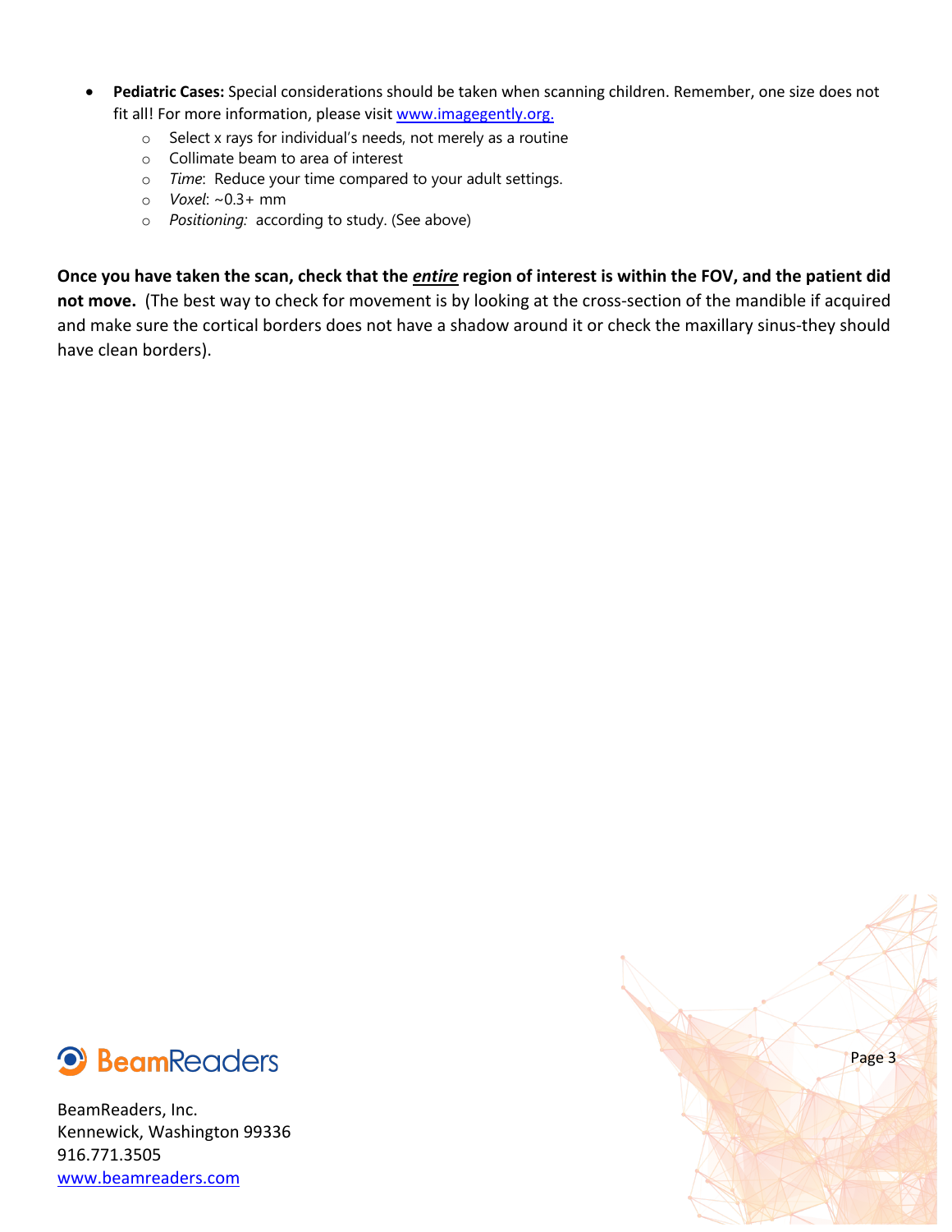- **Pediatric Cases:** Special considerations should be taken when scanning children. Remember, one size does not fit all! For more information, please visit [www.imagegently.org.](http://www.imagegently.org)
  - Select x rays for individual's needs, not merely as a routine
  - Collimate beam to area of interest
  - *Time*: Reduce your time compared to your adult settings.
  - *Voxel*: ~0.3+ mm
  - *Positioning:* according to study. (See above)

**Once you have taken the scan, check that the *entire* region of interest is within the FOV, and the patient did not move.** (The best way to check for movement is by looking at the cross-section of the mandible if acquired and make sure the cortical borders does not have a shadow around it or check the maxillary sinus-they should have clean borders).

BeamReaders

BeamReaders, Inc.
Kennewick, Washington 99336
916.771.3505
[www.beamreaders.com](http://www.beamreaders.com)